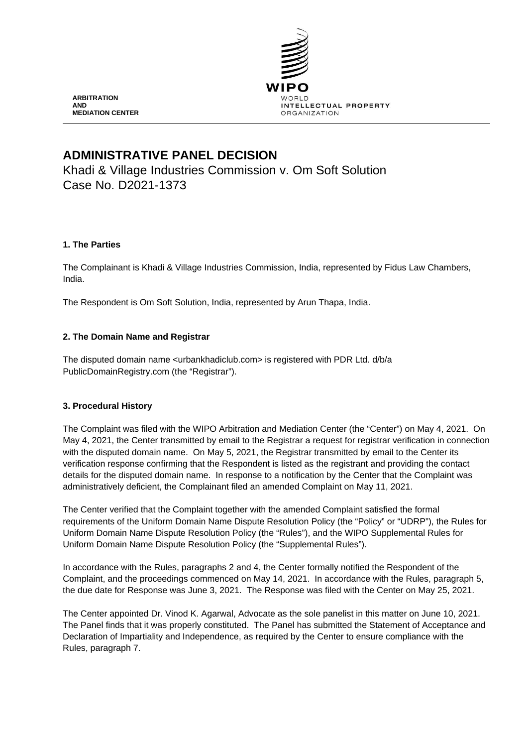ARBITRATION
AND
MEDIATION CENTER

WIPO
WORLD
INTELLECTUAL PROPERTY
ORGANIZATION

# ADMINISTRATIVE PANEL DECISION

Khadi & Village Industries Commission v. Om Soft Solution
Case No. D2021-1373

## 1. The Parties

The Complainant is Khadi & Village Industries Commission, India, represented by Fidus Law Chambers, India.

The Respondent is Om Soft Solution, India, represented by Arun Thapa, India.

## 2. The Domain Name and Registrar

The disputed domain name <urbankhadiclub.com> is registered with PDR Ltd. d/b/a PublicDomainRegistry.com (the "Registrar").

## 3. Procedural History

The Complaint was filed with the WIPO Arbitration and Mediation Center (the "Center") on May 4, 2021. On May 4, 2021, the Center transmitted by email to the Registrar a request for registrar verification in connection with the disputed domain name. On May 5, 2021, the Registrar transmitted by email to the Center its verification response confirming that the Respondent is listed as the registrant and providing the contact details for the disputed domain name. In response to a notification by the Center that the Complaint was administratively deficient, the Complainant filed an amended Complaint on May 11, 2021.

The Center verified that the Complaint together with the amended Complaint satisfied the formal requirements of the Uniform Domain Name Dispute Resolution Policy (the "Policy" or "UDRP"), the Rules for Uniform Domain Name Dispute Resolution Policy (the "Rules"), and the WIPO Supplemental Rules for Uniform Domain Name Dispute Resolution Policy (the "Supplemental Rules").

In accordance with the Rules, paragraphs 2 and 4, the Center formally notified the Respondent of the Complaint, and the proceedings commenced on May 14, 2021. In accordance with the Rules, paragraph 5, the due date for Response was June 3, 2021. The Response was filed with the Center on May 25, 2021.

The Center appointed Dr. Vinod K. Agarwal, Advocate as the sole panelist in this matter on June 10, 2021. The Panel finds that it was properly constituted. The Panel has submitted the Statement of Acceptance and Declaration of Impartiality and Independence, as required by the Center to ensure compliance with the Rules, paragraph 7.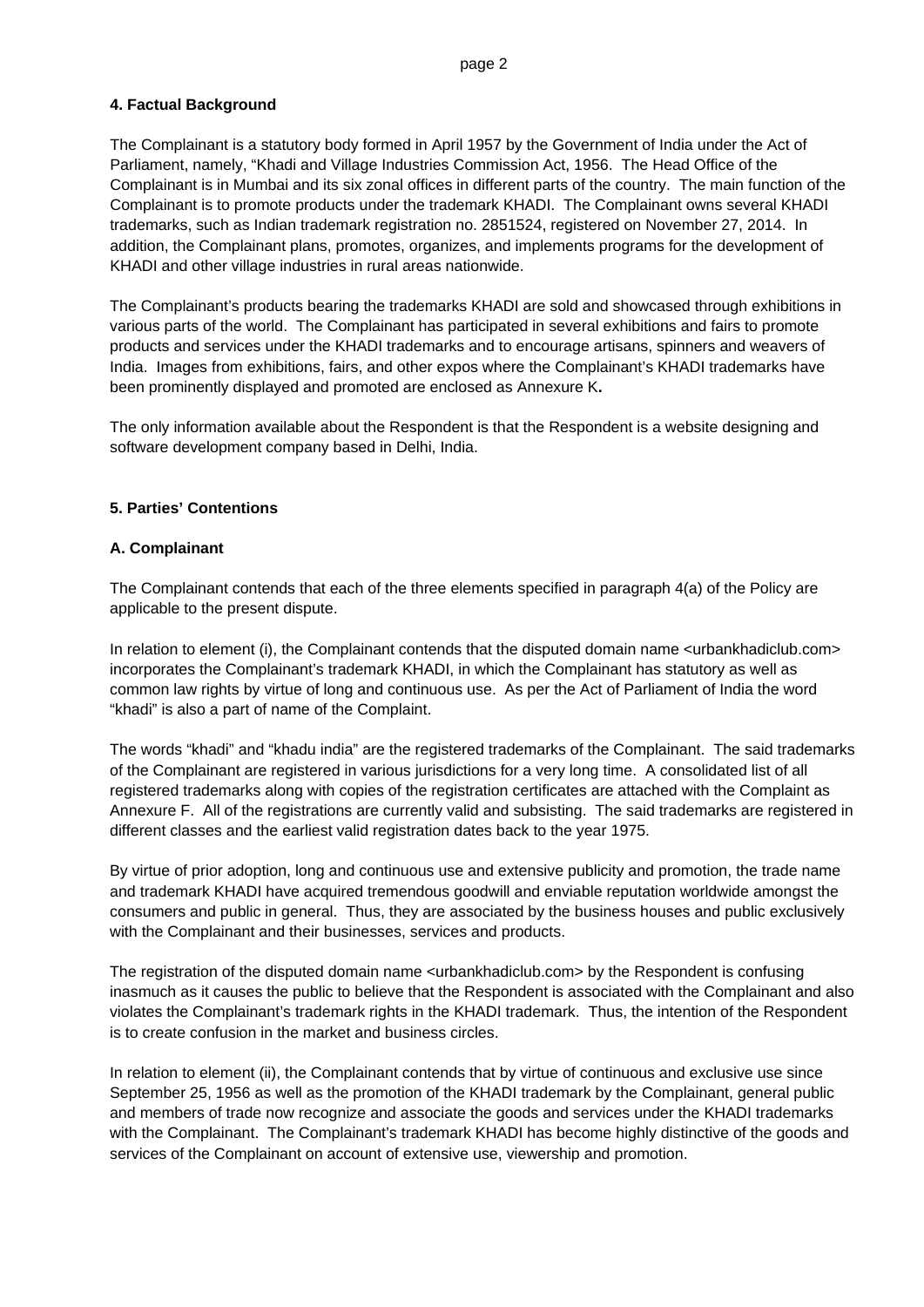#### 4. Factual Background

The Complainant is a statutory body formed in April 1957 by the Government of India under the Act of Parliament, namely, "Khadi and Village Industries Commission Act, 1956. The Head Office of the Complainant is in Mumbai and its six zonal offices in different parts of the country. The main function of the Complainant is to promote products under the trademark KHADI. The Complainant owns several KHADI trademarks, such as Indian trademark registration no. 2851524, registered on November 27, 2014. In addition, the Complainant plans, promotes, organizes, and implements programs for the development of KHADI and other village industries in rural areas nationwide.

The Complainant's products bearing the trademarks KHADI are sold and showcased through exhibitions in various parts of the world. The Complainant has participated in several exhibitions and fairs to promote products and services under the KHADI trademarks and to encourage artisans, spinners and weavers of India. Images from exhibitions, fairs, and other expos where the Complainant's KHADI trademarks have been prominently displayed and promoted are enclosed as Annexure K**.**

The only information available about the Respondent is that the Respondent is a website designing and software development company based in Delhi, India.

#### 5. Parties' Contentions

#### A. Complainant

The Complainant contends that each of the three elements specified in paragraph 4(a) of the Policy are applicable to the present dispute.

In relation to element (i), the Complainant contends that the disputed domain name <urbankhadiclub.com> incorporates the Complainant's trademark KHADI, in which the Complainant has statutory as well as common law rights by virtue of long and continuous use. As per the Act of Parliament of India the word "khadi" is also a part of name of the Complaint.

The words "khadi" and "khadu india" are the registered trademarks of the Complainant. The said trademarks of the Complainant are registered in various jurisdictions for a very long time. A consolidated list of all registered trademarks along with copies of the registration certificates are attached with the Complaint as Annexure F. All of the registrations are currently valid and subsisting. The said trademarks are registered in different classes and the earliest valid registration dates back to the year 1975.

By virtue of prior adoption, long and continuous use and extensive publicity and promotion, the trade name and trademark KHADI have acquired tremendous goodwill and enviable reputation worldwide amongst the consumers and public in general. Thus, they are associated by the business houses and public exclusively with the Complainant and their businesses, services and products.

The registration of the disputed domain name <urbankhadiclub.com> by the Respondent is confusing inasmuch as it causes the public to believe that the Respondent is associated with the Complainant and also violates the Complainant's trademark rights in the KHADI trademark. Thus, the intention of the Respondent is to create confusion in the market and business circles.

In relation to element (ii), the Complainant contends that by virtue of continuous and exclusive use since September 25, 1956 as well as the promotion of the KHADI trademark by the Complainant, general public and members of trade now recognize and associate the goods and services under the KHADI trademarks with the Complainant. The Complainant's trademark KHADI has become highly distinctive of the goods and services of the Complainant on account of extensive use, viewership and promotion.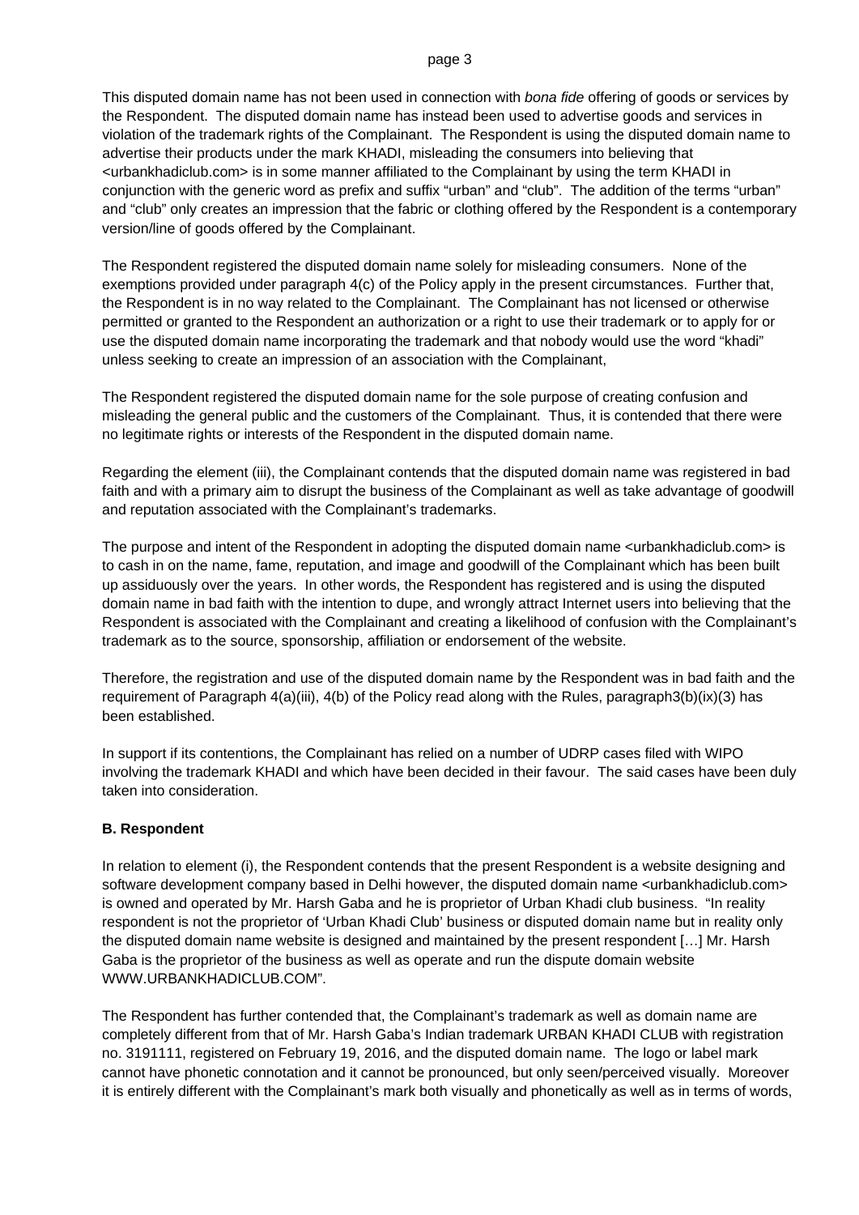This disputed domain name has not been used in connection with *bona fide* offering of goods or services by the Respondent. The disputed domain name has instead been used to advertise goods and services in violation of the trademark rights of the Complainant. The Respondent is using the disputed domain name to advertise their products under the mark KHADI, misleading the consumers into believing that <urbankhadiclub.com> is in some manner affiliated to the Complainant by using the term KHADI in conjunction with the generic word as prefix and suffix "urban" and "club". The addition of the terms "urban" and "club" only creates an impression that the fabric or clothing offered by the Respondent is a contemporary version/line of goods offered by the Complainant.

The Respondent registered the disputed domain name solely for misleading consumers. None of the exemptions provided under paragraph 4(c) of the Policy apply in the present circumstances. Further that, the Respondent is in no way related to the Complainant. The Complainant has not licensed or otherwise permitted or granted to the Respondent an authorization or a right to use their trademark or to apply for or use the disputed domain name incorporating the trademark and that nobody would use the word "khadi" unless seeking to create an impression of an association with the Complainant,

The Respondent registered the disputed domain name for the sole purpose of creating confusion and misleading the general public and the customers of the Complainant. Thus, it is contended that there were no legitimate rights or interests of the Respondent in the disputed domain name.

Regarding the element (iii), the Complainant contends that the disputed domain name was registered in bad faith and with a primary aim to disrupt the business of the Complainant as well as take advantage of goodwill and reputation associated with the Complainant's trademarks.

The purpose and intent of the Respondent in adopting the disputed domain name <urbankhadiclub.com> is to cash in on the name, fame, reputation, and image and goodwill of the Complainant which has been built up assiduously over the years. In other words, the Respondent has registered and is using the disputed domain name in bad faith with the intention to dupe, and wrongly attract Internet users into believing that the Respondent is associated with the Complainant and creating a likelihood of confusion with the Complainant's trademark as to the source, sponsorship, affiliation or endorsement of the website.

Therefore, the registration and use of the disputed domain name by the Respondent was in bad faith and the requirement of Paragraph 4(a)(iii), 4(b) of the Policy read along with the Rules, paragraph3(b)(ix)(3) has been established.

In support if its contentions, the Complainant has relied on a number of UDRP cases filed with WIPO involving the trademark KHADI and which have been decided in their favour. The said cases have been duly taken into consideration.

**B. Respondent**

In relation to element (i), the Respondent contends that the present Respondent is a website designing and software development company based in Delhi however, the disputed domain name <urbankhadiclub.com> is owned and operated by Mr. Harsh Gaba and he is proprietor of Urban Khadi club business. "In reality respondent is not the proprietor of 'Urban Khadi Club' business or disputed domain name but in reality only the disputed domain name website is designed and maintained by the present respondent […] Mr. Harsh Gaba is the proprietor of the business as well as operate and run the dispute domain website WWW.URBANKHADICLUB.COM".

The Respondent has further contended that, the Complainant's trademark as well as domain name are completely different from that of Mr. Harsh Gaba's Indian trademark URBAN KHADI CLUB with registration no. 3191111, registered on February 19, 2016, and the disputed domain name. The logo or label mark cannot have phonetic connotation and it cannot be pronounced, but only seen/perceived visually. Moreover it is entirely different with the Complainant's mark both visually and phonetically as well as in terms of words,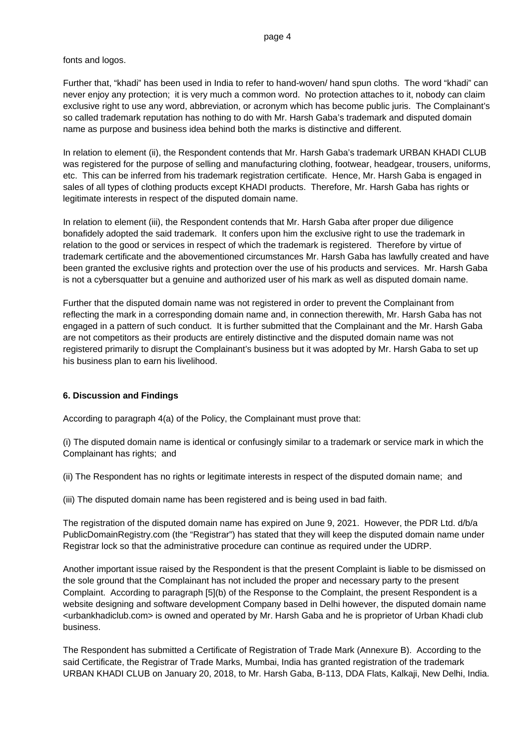fonts and logos.

Further that, "khadi" has been used in India to refer to hand-woven/ hand spun cloths. The word "khadi" can never enjoy any protection; it is very much a common word. No protection attaches to it, nobody can claim exclusive right to use any word, abbreviation, or acronym which has become public juris. The Complainant's so called trademark reputation has nothing to do with Mr. Harsh Gaba's trademark and disputed domain name as purpose and business idea behind both the marks is distinctive and different.

In relation to element (ii), the Respondent contends that Mr. Harsh Gaba's trademark URBAN KHADI CLUB was registered for the purpose of selling and manufacturing clothing, footwear, headgear, trousers, uniforms, etc. This can be inferred from his trademark registration certificate. Hence, Mr. Harsh Gaba is engaged in sales of all types of clothing products except KHADI products. Therefore, Mr. Harsh Gaba has rights or legitimate interests in respect of the disputed domain name.

In relation to element (iii), the Respondent contends that Mr. Harsh Gaba after proper due diligence bonafidely adopted the said trademark. It confers upon him the exclusive right to use the trademark in relation to the good or services in respect of which the trademark is registered. Therefore by virtue of trademark certificate and the abovementioned circumstances Mr. Harsh Gaba has lawfully created and have been granted the exclusive rights and protection over the use of his products and services. Mr. Harsh Gaba is not a cybersquatter but a genuine and authorized user of his mark as well as disputed domain name.

Further that the disputed domain name was not registered in order to prevent the Complainant from reflecting the mark in a corresponding domain name and, in connection therewith, Mr. Harsh Gaba has not engaged in a pattern of such conduct. It is further submitted that the Complainant and the Mr. Harsh Gaba are not competitors as their products are entirely distinctive and the disputed domain name was not registered primarily to disrupt the Complainant's business but it was adopted by Mr. Harsh Gaba to set up his business plan to earn his livelihood.

## 6. Discussion and Findings

According to paragraph 4(a) of the Policy, the Complainant must prove that:

(i) The disputed domain name is identical or confusingly similar to a trademark or service mark in which the Complainant has rights; and

(ii) The Respondent has no rights or legitimate interests in respect of the disputed domain name; and

(iii) The disputed domain name has been registered and is being used in bad faith.

The registration of the disputed domain name has expired on June 9, 2021. However, the PDR Ltd. d/b/a PublicDomainRegistry.com (the "Registrar") has stated that they will keep the disputed domain name under Registrar lock so that the administrative procedure can continue as required under the UDRP.

Another important issue raised by the Respondent is that the present Complaint is liable to be dismissed on the sole ground that the Complainant has not included the proper and necessary party to the present Complaint. According to paragraph [5](b) of the Response to the Complaint, the present Respondent is a website designing and software development Company based in Delhi however, the disputed domain name <urbankhadiclub.com> is owned and operated by Mr. Harsh Gaba and he is proprietor of Urban Khadi club business.

The Respondent has submitted a Certificate of Registration of Trade Mark (Annexure B). According to the said Certificate, the Registrar of Trade Marks, Mumbai, India has granted registration of the trademark URBAN KHADI CLUB on January 20, 2018, to Mr. Harsh Gaba, B-113, DDA Flats, Kalkaji, New Delhi, India.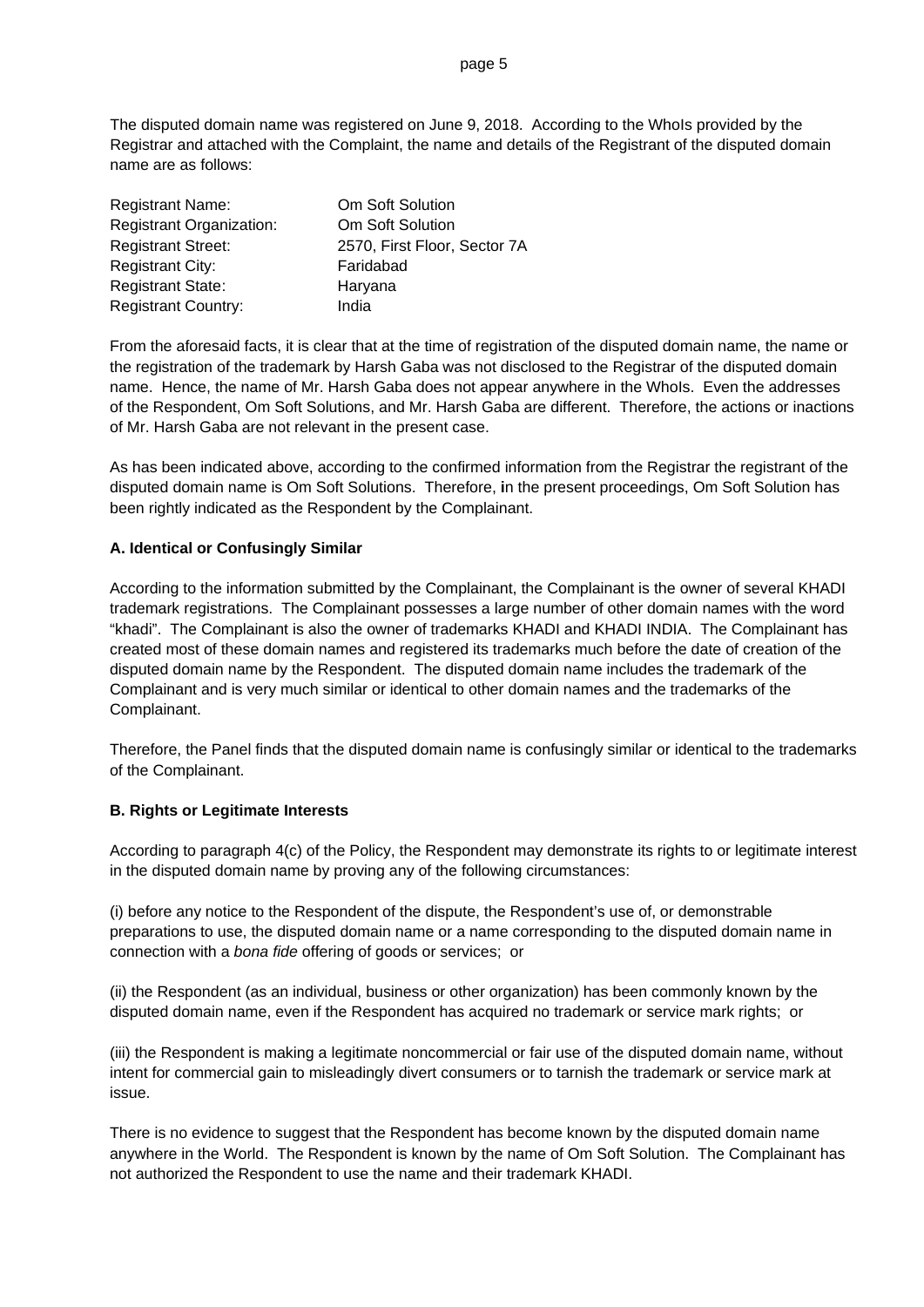The disputed domain name was registered on June 9, 2018. According to the WhoIs provided by the Registrar and attached with the Complaint, the name and details of the Registrant of the disputed domain name are as follows:

| | |
|---|---|
| Registrant Name: | Om Soft Solution |
| Registrant Organization: | Om Soft Solution |
| Registrant Street: | 2570, First Floor, Sector 7A |
| Registrant City: | Faridabad |
| Registrant State: | Haryana |
| Registrant Country: | India |

From the aforesaid facts, it is clear that at the time of registration of the disputed domain name, the name or the registration of the trademark by Harsh Gaba was not disclosed to the Registrar of the disputed domain name. Hence, the name of Mr. Harsh Gaba does not appear anywhere in the WhoIs. Even the addresses of the Respondent, Om Soft Solutions, and Mr. Harsh Gaba are different. Therefore, the actions or inactions of Mr. Harsh Gaba are not relevant in the present case.

As has been indicated above, according to the confirmed information from the Registrar the registrant of the disputed domain name is Om Soft Solutions. Therefore, in the present proceedings, Om Soft Solution has been rightly indicated as the Respondent by the Complainant.

**A. Identical or Confusingly Similar**

According to the information submitted by the Complainant, the Complainant is the owner of several KHADI trademark registrations. The Complainant possesses a large number of other domain names with the word "khadi". The Complainant is also the owner of trademarks KHADI and KHADI INDIA. The Complainant has created most of these domain names and registered its trademarks much before the date of creation of the disputed domain name by the Respondent. The disputed domain name includes the trademark of the Complainant and is very much similar or identical to other domain names and the trademarks of the Complainant.

Therefore, the Panel finds that the disputed domain name is confusingly similar or identical to the trademarks of the Complainant.

**B. Rights or Legitimate Interests**

According to paragraph 4(c) of the Policy, the Respondent may demonstrate its rights to or legitimate interest in the disputed domain name by proving any of the following circumstances:

(i) before any notice to the Respondent of the dispute, the Respondent's use of, or demonstrable preparations to use, the disputed domain name or a name corresponding to the disputed domain name in connection with a *bona fide* offering of goods or services; or

(ii) the Respondent (as an individual, business or other organization) has been commonly known by the disputed domain name, even if the Respondent has acquired no trademark or service mark rights; or

(iii) the Respondent is making a legitimate noncommercial or fair use of the disputed domain name, without intent for commercial gain to misleadingly divert consumers or to tarnish the trademark or service mark at issue.

There is no evidence to suggest that the Respondent has become known by the disputed domain name anywhere in the World. The Respondent is known by the name of Om Soft Solution. The Complainant has not authorized the Respondent to use the name and their trademark KHADI.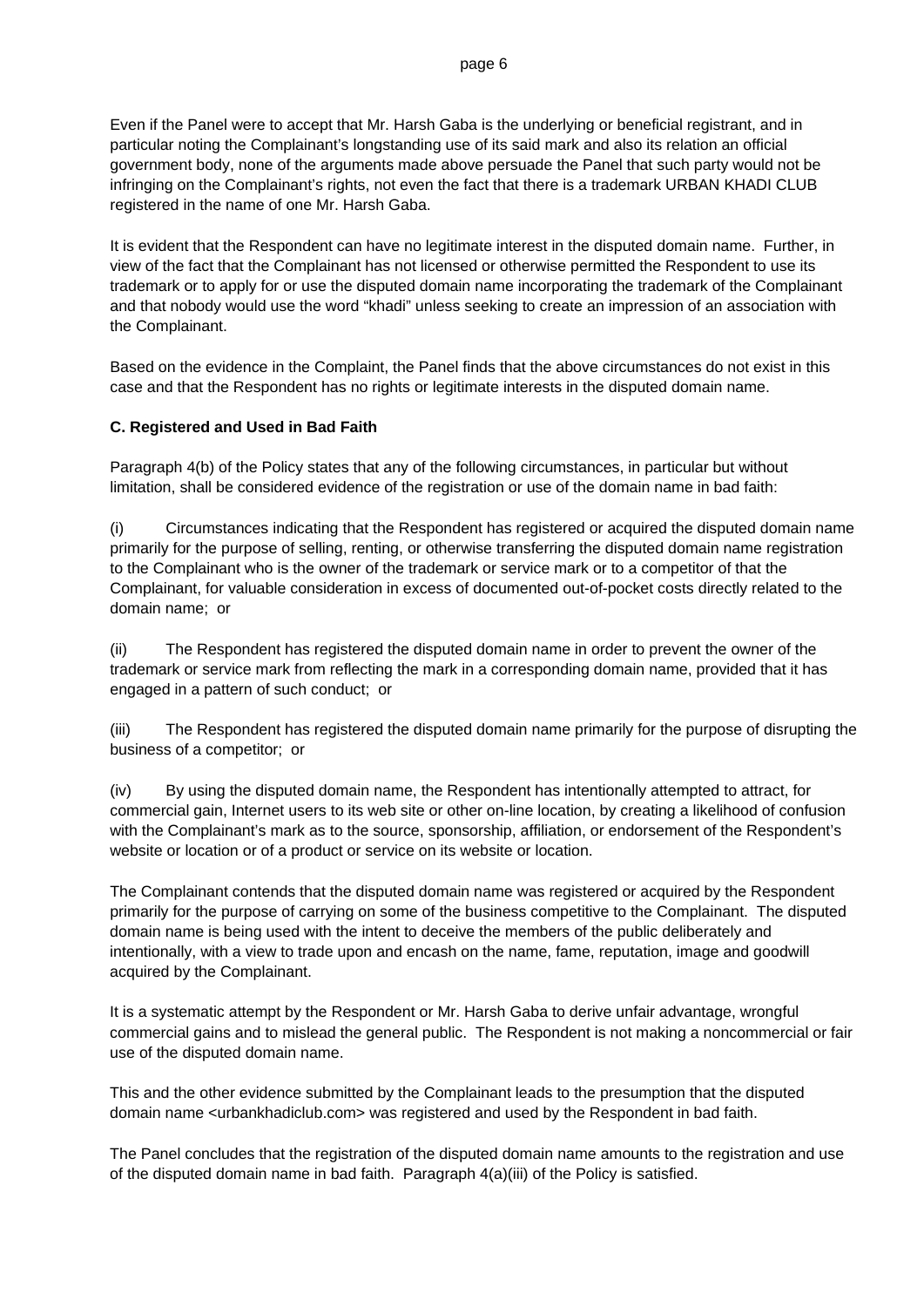Even if the Panel were to accept that Mr. Harsh Gaba is the underlying or beneficial registrant, and in particular noting the Complainant's longstanding use of its said mark and also its relation an official government body, none of the arguments made above persuade the Panel that such party would not be infringing on the Complainant's rights, not even the fact that there is a trademark URBAN KHADI CLUB registered in the name of one Mr. Harsh Gaba.

It is evident that the Respondent can have no legitimate interest in the disputed domain name. Further, in view of the fact that the Complainant has not licensed or otherwise permitted the Respondent to use its trademark or to apply for or use the disputed domain name incorporating the trademark of the Complainant and that nobody would use the word "khadi" unless seeking to create an impression of an association with the Complainant.

Based on the evidence in the Complaint, the Panel finds that the above circumstances do not exist in this case and that the Respondent has no rights or legitimate interests in the disputed domain name.

### C. Registered and Used in Bad Faith

Paragraph 4(b) of the Policy states that any of the following circumstances, in particular but without limitation, shall be considered evidence of the registration or use of the domain name in bad faith:

(i) Circumstances indicating that the Respondent has registered or acquired the disputed domain name primarily for the purpose of selling, renting, or otherwise transferring the disputed domain name registration to the Complainant who is the owner of the trademark or service mark or to a competitor of that the Complainant, for valuable consideration in excess of documented out-of-pocket costs directly related to the domain name; or

(ii) The Respondent has registered the disputed domain name in order to prevent the owner of the trademark or service mark from reflecting the mark in a corresponding domain name, provided that it has engaged in a pattern of such conduct; or

(iii) The Respondent has registered the disputed domain name primarily for the purpose of disrupting the business of a competitor; or

(iv) By using the disputed domain name, the Respondent has intentionally attempted to attract, for commercial gain, Internet users to its web site or other on-line location, by creating a likelihood of confusion with the Complainant's mark as to the source, sponsorship, affiliation, or endorsement of the Respondent's website or location or of a product or service on its website or location.

The Complainant contends that the disputed domain name was registered or acquired by the Respondent primarily for the purpose of carrying on some of the business competitive to the Complainant. The disputed domain name is being used with the intent to deceive the members of the public deliberately and intentionally, with a view to trade upon and encash on the name, fame, reputation, image and goodwill acquired by the Complainant.

It is a systematic attempt by the Respondent or Mr. Harsh Gaba to derive unfair advantage, wrongful commercial gains and to mislead the general public. The Respondent is not making a noncommercial or fair use of the disputed domain name.

This and the other evidence submitted by the Complainant leads to the presumption that the disputed domain name <urbankhadiclub.com> was registered and used by the Respondent in bad faith.

The Panel concludes that the registration of the disputed domain name amounts to the registration and use of the disputed domain name in bad faith. Paragraph 4(a)(iii) of the Policy is satisfied.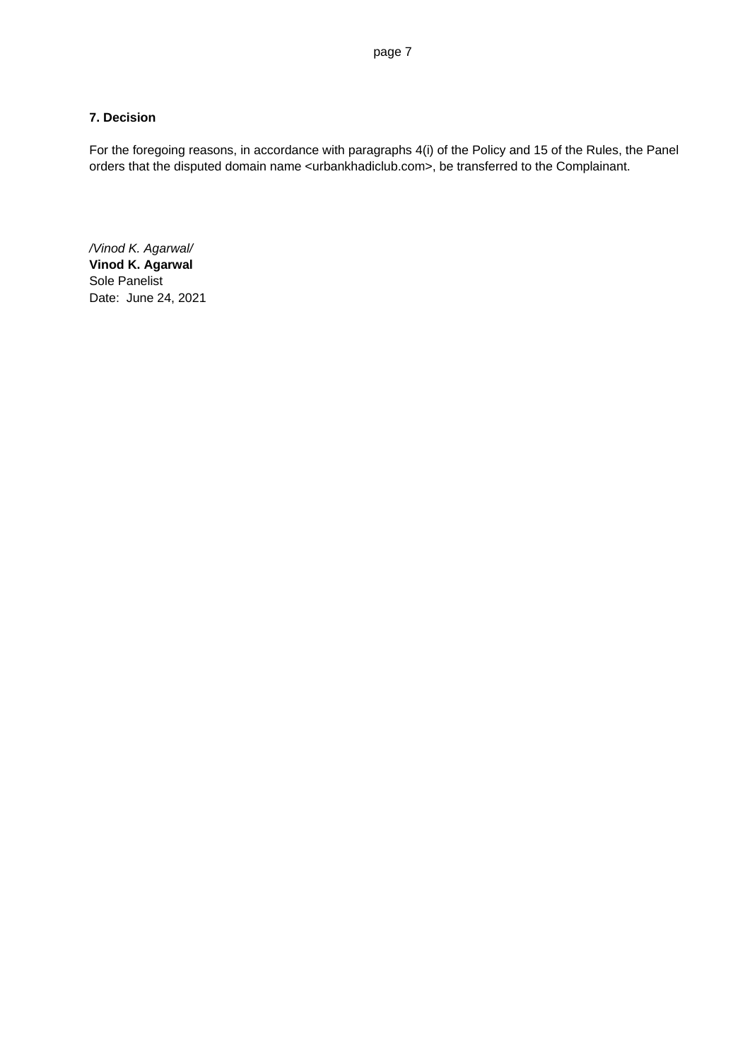**7. Decision**

For the foregoing reasons, in accordance with paragraphs 4(i) of the Policy and 15 of the Rules, the Panel orders that the disputed domain name <urbankhadiclub.com>, be transferred to the Complainant.

*/Vinod K. Agarwal/*
**Vinod K. Agarwal**
Sole Panelist
Date: June 24, 2021